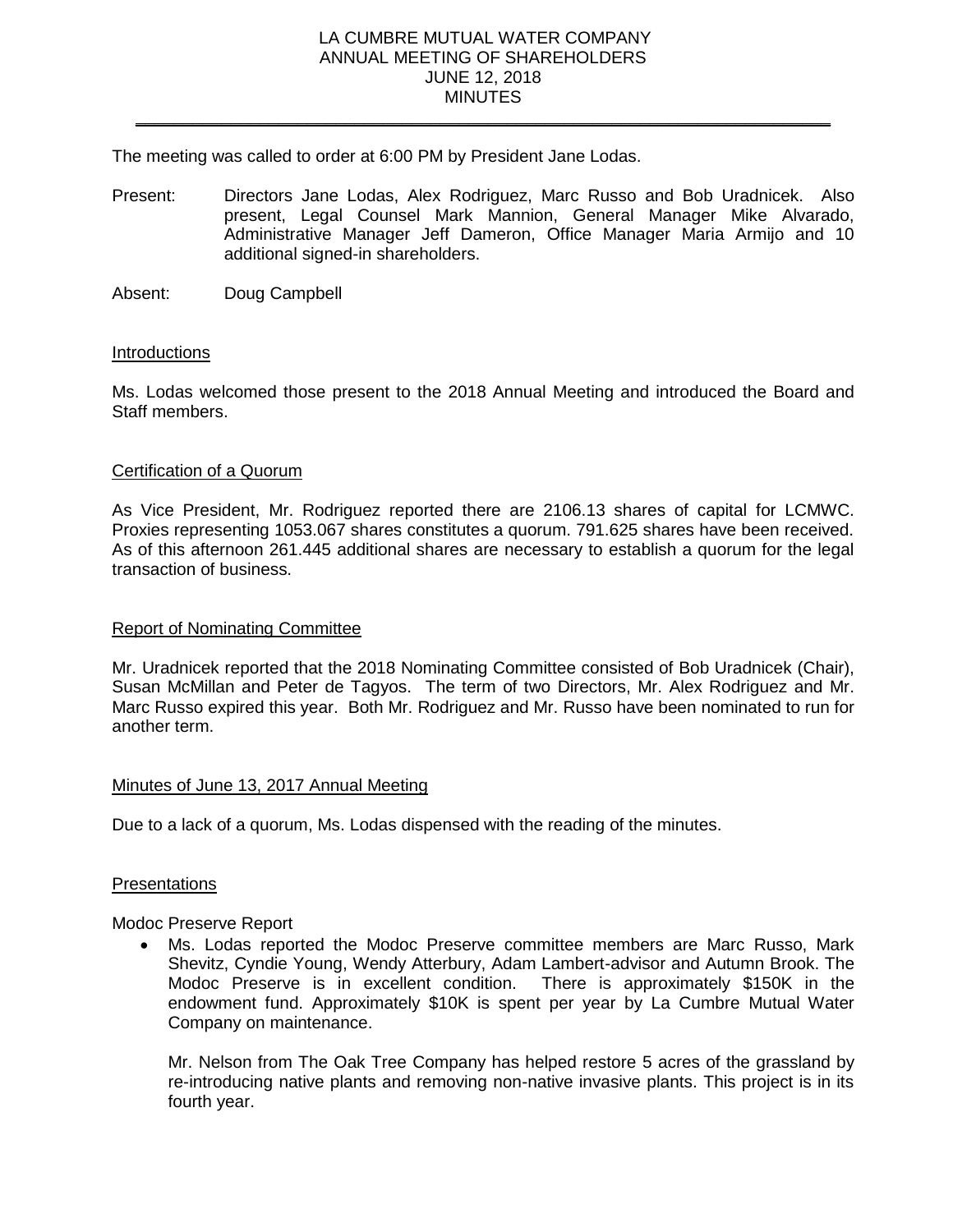# LA CUMBRE MUTUAL WATER COMPANY
## ANNUAL MEETING OF SHAREHOLDERS
## JUNE 12, 2018
## MINUTES

The meeting was called to order at 6:00 PM by President Jane Lodas.

Present: Directors Jane Lodas, Alex Rodriguez, Marc Russo and Bob Uradnicek. Also present, Legal Counsel Mark Mannion, General Manager Mike Alvarado, Administrative Manager Jeff Dameron, Office Manager Maria Armijo and 10 additional signed-in shareholders.

Absent: Doug Campbell

<u>Introductions</u>

Ms. Lodas welcomed those present to the 2018 Annual Meeting and introduced the Board and Staff members.

<u>Certification of a Quorum</u>

As Vice President, Mr. Rodriguez reported there are 2106.13 shares of capital for LCMWC. Proxies representing 1053.067 shares constitutes a quorum. 791.625 shares have been received. As of this afternoon 261.445 additional shares are necessary to establish a quorum for the legal transaction of business.

<u>Report of Nominating Committee</u>

Mr. Uradnicek reported that the 2018 Nominating Committee consisted of Bob Uradnicek (Chair), Susan McMillan and Peter de Tagyos. The term of two Directors, Mr. Alex Rodriguez and Mr. Marc Russo expired this year. Both Mr. Rodriguez and Mr. Russo have been nominated to run for another term.

<u>Minutes of June 13, 2017 Annual Meeting</u>

Due to a lack of a quorum, Ms. Lodas dispensed with the reading of the minutes.

<u>Presentations</u>

Modoc Preserve Report

- Ms. Lodas reported the Modoc Preserve committee members are Marc Russo, Mark Shevitz, Cyndie Young, Wendy Atterbury, Adam Lambert-advisor and Autumn Brook. The Modoc Preserve is in excellent condition. There is approximately $150K in the endowment fund. Approximately $10K is spent per year by La Cumbre Mutual Water Company on maintenance.

  Mr. Nelson from The Oak Tree Company has helped restore 5 acres of the grassland by re-introducing native plants and removing non-native invasive plants. This project is in its fourth year.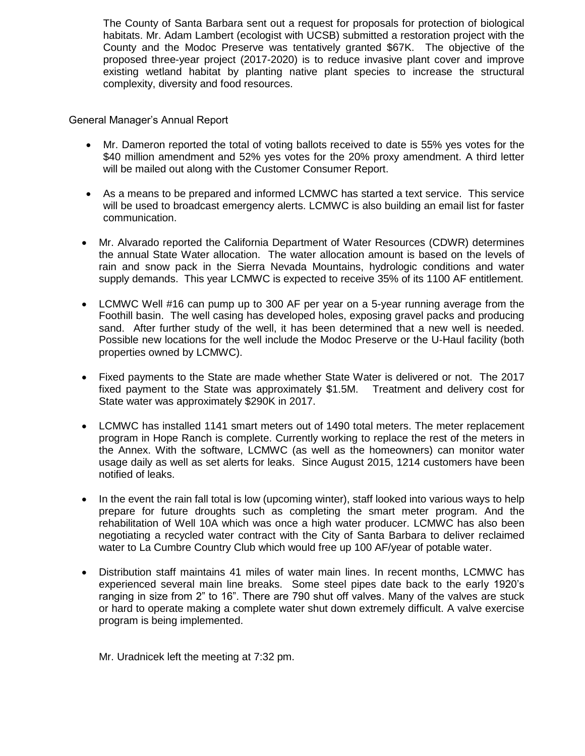The County of Santa Barbara sent out a request for proposals for protection of biological habitats. Mr. Adam Lambert (ecologist with UCSB) submitted a restoration project with the County and the Modoc Preserve was tentatively granted $67K. The objective of the proposed three-year project (2017-2020) is to reduce invasive plant cover and improve existing wetland habitat by planting native plant species to increase the structural complexity, diversity and food resources.

General Manager's Annual Report

- Mr. Dameron reported the total of voting ballots received to date is 55% yes votes for the $40 million amendment and 52% yes votes for the 20% proxy amendment. A third letter will be mailed out along with the Customer Consumer Report.
- As a means to be prepared and informed LCMWC has started a text service. This service will be used to broadcast emergency alerts. LCMWC is also building an email list for faster communication.
- Mr. Alvarado reported the California Department of Water Resources (CDWR) determines the annual State Water allocation. The water allocation amount is based on the levels of rain and snow pack in the Sierra Nevada Mountains, hydrologic conditions and water supply demands. This year LCMWC is expected to receive 35% of its 1100 AF entitlement.
- LCMWC Well #16 can pump up to 300 AF per year on a 5-year running average from the Foothill basin. The well casing has developed holes, exposing gravel packs and producing sand. After further study of the well, it has been determined that a new well is needed. Possible new locations for the well include the Modoc Preserve or the U-Haul facility (both properties owned by LCMWC).
- Fixed payments to the State are made whether State Water is delivered or not. The 2017 fixed payment to the State was approximately $1.5M. Treatment and delivery cost for State water was approximately $290K in 2017.
- LCMWC has installed 1141 smart meters out of 1490 total meters. The meter replacement program in Hope Ranch is complete. Currently working to replace the rest of the meters in the Annex. With the software, LCMWC (as well as the homeowners) can monitor water usage daily as well as set alerts for leaks. Since August 2015, 1214 customers have been notified of leaks.
- In the event the rain fall total is low (upcoming winter), staff looked into various ways to help prepare for future droughts such as completing the smart meter program. And the rehabilitation of Well 10A which was once a high water producer. LCMWC has also been negotiating a recycled water contract with the City of Santa Barbara to deliver reclaimed water to La Cumbre Country Club which would free up 100 AF/year of potable water.
- Distribution staff maintains 41 miles of water main lines. In recent months, LCMWC has experienced several main line breaks. Some steel pipes date back to the early 1920's ranging in size from 2" to 16". There are 790 shut off valves. Many of the valves are stuck or hard to operate making a complete water shut down extremely difficult. A valve exercise program is being implemented.

Mr. Uradnicek left the meeting at 7:32 pm.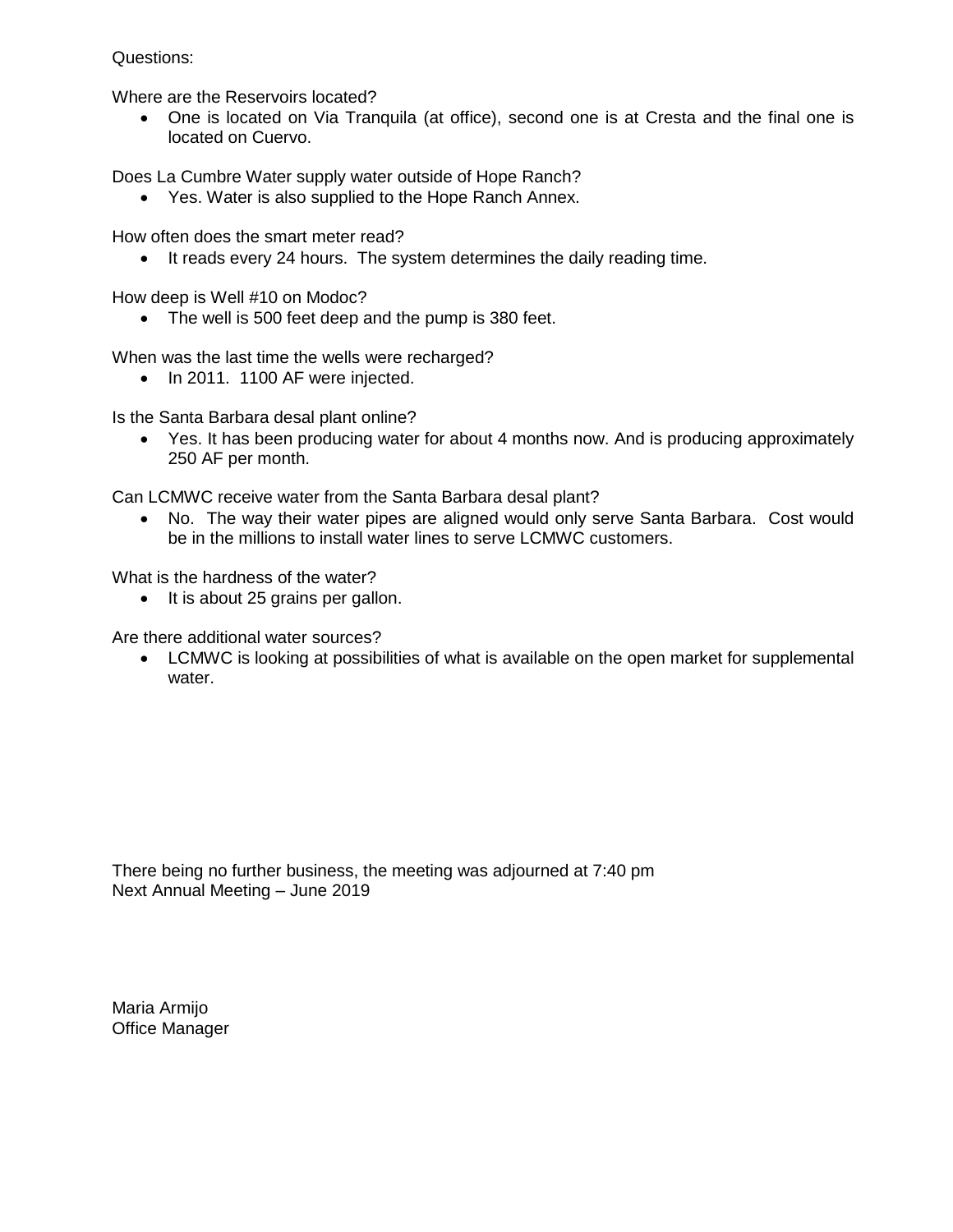Questions:

Where are the Reservoirs located?

- One is located on Via Tranquila (at office), second one is at Cresta and the final one is located on Cuervo.

Does La Cumbre Water supply water outside of Hope Ranch?

- Yes. Water is also supplied to the Hope Ranch Annex.

How often does the smart meter read?

- It reads every 24 hours. The system determines the daily reading time.

How deep is Well #10 on Modoc?

- The well is 500 feet deep and the pump is 380 feet.

When was the last time the wells were recharged?

- In 2011. 1100 AF were injected.

Is the Santa Barbara desal plant online?

- Yes. It has been producing water for about 4 months now. And is producing approximately 250 AF per month.

Can LCMWC receive water from the Santa Barbara desal plant?

- No. The way their water pipes are aligned would only serve Santa Barbara. Cost would be in the millions to install water lines to serve LCMWC customers.

What is the hardness of the water?

- It is about 25 grains per gallon.

Are there additional water sources?

- LCMWC is looking at possibilities of what is available on the open market for supplemental water.

There being no further business, the meeting was adjourned at 7:40 pm
Next Annual Meeting – June 2019

Maria Armijo
Office Manager